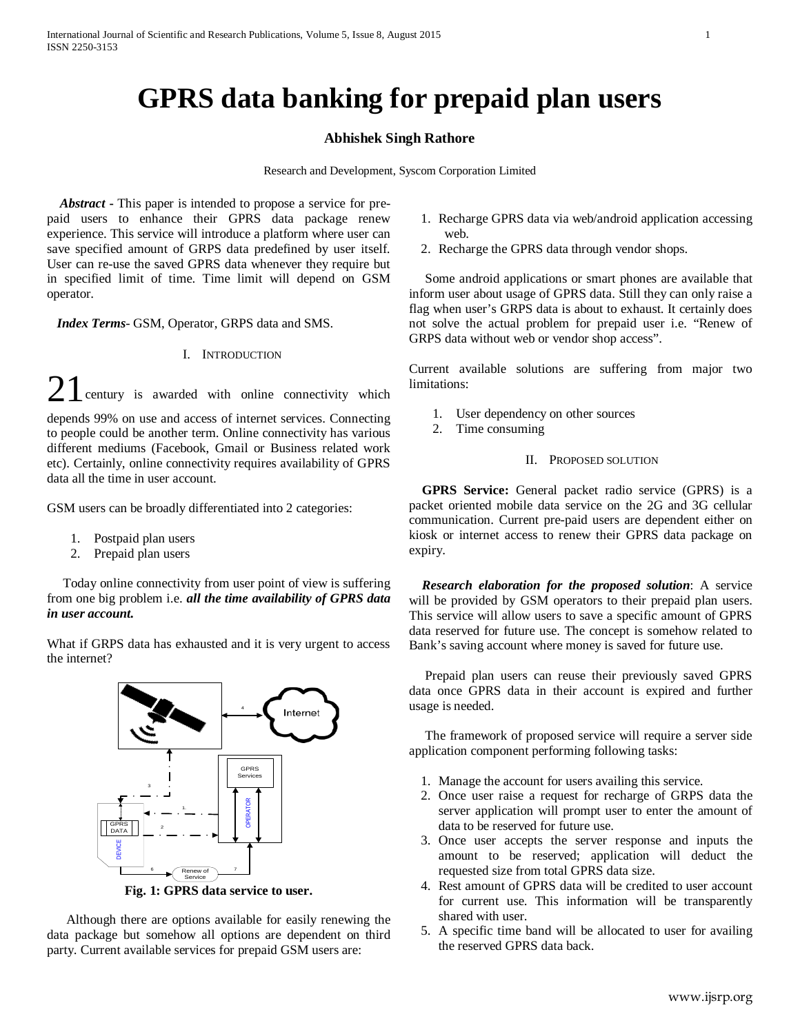# GPRS data banking for prepaid plan users

**Abhishek Singh Rathore**

Research and Development, Syscom Corporation Limited

***Abstract*** **-** This paper is intended to propose a service for pre-paid users to enhance their GPRS data package renew experience. This service will introduce a platform where user can save specified amount of GPRS data predefined by user itself. User can re-use the saved GPRS data whenever they require but in specified limit of time. Time limit will depend on GSM operator.

***Index Terms***- GSM, Operator, GRPS data and SMS.

## I. INTRODUCTION

21 century is awarded with online connectivity which depends 99% on use and access of internet services. Connecting to people could be another term. Online connectivity has various different mediums (Facebook, Gmail or Business related work etc). Certainly, online connectivity requires availability of GPRS data all the time in user account.

GSM users can be broadly differentiated into 2 categories:

1. Postpaid plan users
2. Prepaid plan users

Today online connectivity from user point of view is suffering from one big problem i.e. ***all the time availability of GPRS data in user account.***

What if GPRS data has exhausted and it is very urgent to access the internet?

**Fig. 1: GPRS data service to user.**

Although there are options available for easily renewing the data package but somehow all options are dependent on third party. Current available services for prepaid GSM users are:

1. Recharge GPRS data via web/android application accessing web.
2. Recharge the GPRS data through vendor shops.

Some android applications or smart phones are available that inform user about usage of GPRS data. Still they can only raise a flag when user's GPRS data is about to exhaust. It certainly does not solve the actual problem for prepaid user i.e. "Renew of GRPS data without web or vendor shop access".

Current available solutions are suffering from major two limitations:

1. User dependency on other sources
2. Time consuming

## II. PROPOSED SOLUTION

**GPRS Service:** General packet radio service (GPRS) is a packet oriented mobile data service on the 2G and 3G cellular communication. Current pre-paid users are dependent either on kiosk or internet access to renew their GPRS data package on expiry.

***Research elaboration for the proposed solution***: A service will be provided by GSM operators to their prepaid plan users. This service will allow users to save a specific amount of GPRS data reserved for future use. The concept is somehow related to Bank's saving account where money is saved for future use.

Prepaid plan users can reuse their previously saved GPRS data once GPRS data in their account is expired and further usage is needed.

The framework of proposed service will require a server side application component performing following tasks:

1. Manage the account for users availing this service.
2. Once user raise a request for recharge of GRPS data the server application will prompt user to enter the amount of data to be reserved for future use.
3. Once user accepts the server response and inputs the amount to be reserved; application will deduct the requested size from total GPRS data size.
4. Rest amount of GPRS data will be credited to user account for current use. This information will be transparently shared with user.
5. A specific time band will be allocated to user for availing the reserved GPRS data back.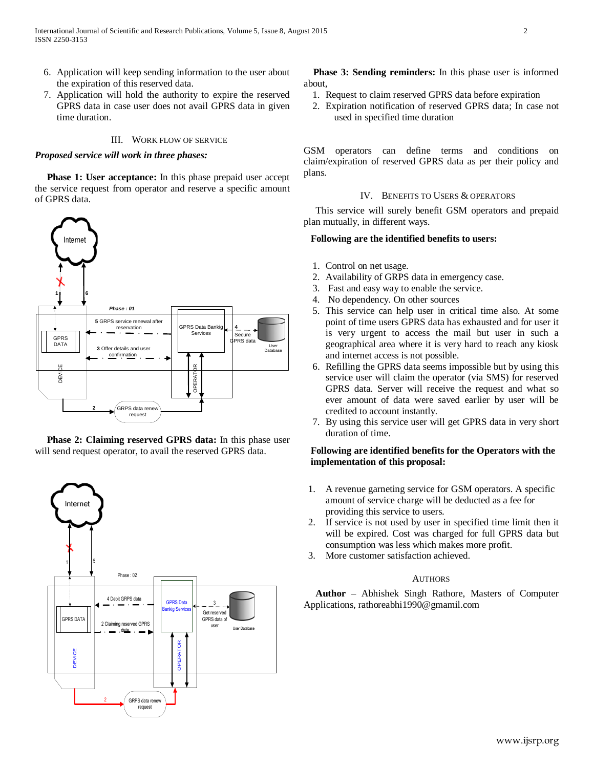6. Application will keep sending information to the user about the expiration of this reserved data.
7. Application will hold the authority to expire the reserved GPRS data in case user does not avail GPRS data in given time duration.

## III. Work Flow of Service

***Proposed service will work in three phases:***

**Phase 1: User acceptance:** In this phase prepaid user accept the service request from operator and reserve a specific amount of GPRS data.

Internet
1
6
Phase : 01
5 GRPS service renewal after reservation
GPRS DATA
GPRS Data Bankig Services
4
Secure GPRS data
User Database
3 Offer details and user confirmation
DEVICE
OPERATOR
2
GRPS data renew request

**Phase 2: Claiming reserved GPRS data:** In this phase user will send request operator, to avail the reserved GPRS data.

Internet
1
5
Phase : 02
4 Debit GRPS data
GPRS DATA
GPRS Data Bankig Services
3
Get reserved GPRS data of user
User Database
2 Claiming reserved GPRS data
DEVICE
OPERATOR
2
GRPS data renew request

**Phase 3: Sending reminders:** In this phase user is informed about,

1. Request to claim reserved GPRS data before expiration
2. Expiration notification of reserved GPRS data; In case not used in specified time duration

GSM operators can define terms and conditions on claim/expiration of reserved GPRS data as per their policy and plans.

## IV. Benefits to Users & Operators

This service will surely benefit GSM operators and prepaid plan mutually, in different ways.

**Following are the identified benefits to users:**

1. Control on net usage.
2. Availability of GRPS data in emergency case.
3. Fast and easy way to enable the service.
4. No dependency. On other sources
5. This service can help user in critical time also. At some point of time users GPRS data has exhausted and for user it is very urgent to access the mail but user in such a geographical area where it is very hard to reach any kiosk and internet access is not possible.
6. Refilling the GPRS data seems impossible but by using this service user will claim the operator (via SMS) for reserved GPRS data. Server will receive the request and what so ever amount of data were saved earlier by user will be credited to account instantly.
7. By using this service user will get GPRS data in very short duration of time.

**Following are identified benefits for the Operators with the implementation of this proposal:**

1. A revenue garneting service for GSM operators. A specific amount of service charge will be deducted as a fee for providing this service to users.
2. If service is not used by user in specified time limit then it will be expired. Cost was charged for full GPRS data but consumption was less which makes more profit.
3. More customer satisfaction achieved.

## Authors

**Author** – Abhishek Singh Rathore, Masters of Computer Applications, rathoreabhi1990@gmamil.com